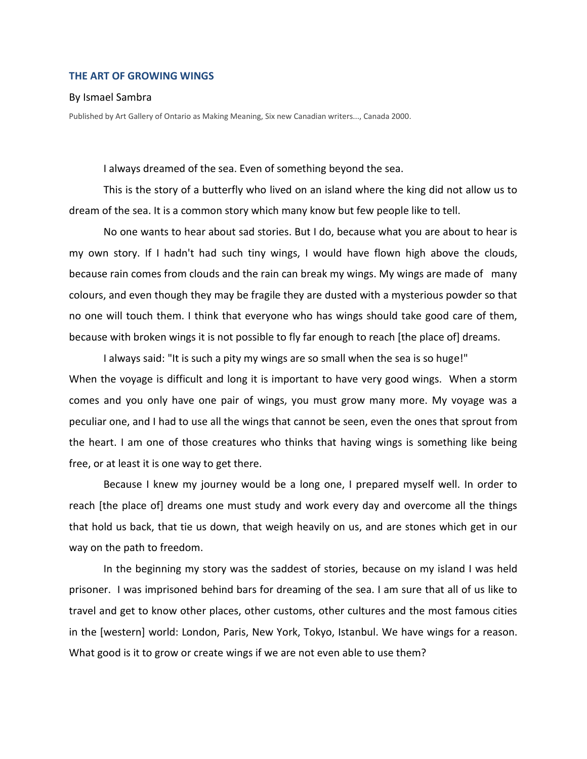# THE ART OF GROWING WINGS

By Ismael Sambra

Published by Art Gallery of Ontario as Making Meaning, Six new Canadian writers..., Canada 2000.

I always dreamed of the sea. Even of something beyond the sea.

This is the story of a butterfly who lived on an island where the king did not allow us to dream of the sea. It is a common story which many know but few people like to tell.

No one wants to hear about sad stories. But I do, because what you are about to hear is my own story. If I hadn't had such tiny wings, I would have flown high above the clouds, because rain comes from clouds and the rain can break my wings. My wings are made of many colours, and even though they may be fragile they are dusted with a mysterious powder so that no one will touch them. I think that everyone who has wings should take good care of them, because with broken wings it is not possible to fly far enough to reach [the place of] dreams.

I always said: "It is such a pity my wings are so small when the sea is so huge!" When the voyage is difficult and long it is important to have very good wings. When a storm comes and you only have one pair of wings, you must grow many more. My voyage was a peculiar one, and I had to use all the wings that cannot be seen, even the ones that sprout from the heart. I am one of those creatures who thinks that having wings is something like being free, or at least it is one way to get there.

Because I knew my journey would be a long one, I prepared myself well. In order to reach [the place of] dreams one must study and work every day and overcome all the things that hold us back, that tie us down, that weigh heavily on us, and are stones which get in our way on the path to freedom.

In the beginning my story was the saddest of stories, because on my island I was held prisoner. I was imprisoned behind bars for dreaming of the sea. I am sure that all of us like to travel and get to know other places, other customs, other cultures and the most famous cities in the [western] world: London, Paris, New York, Tokyo, Istanbul. We have wings for a reason. What good is it to grow or create wings if we are not even able to use them?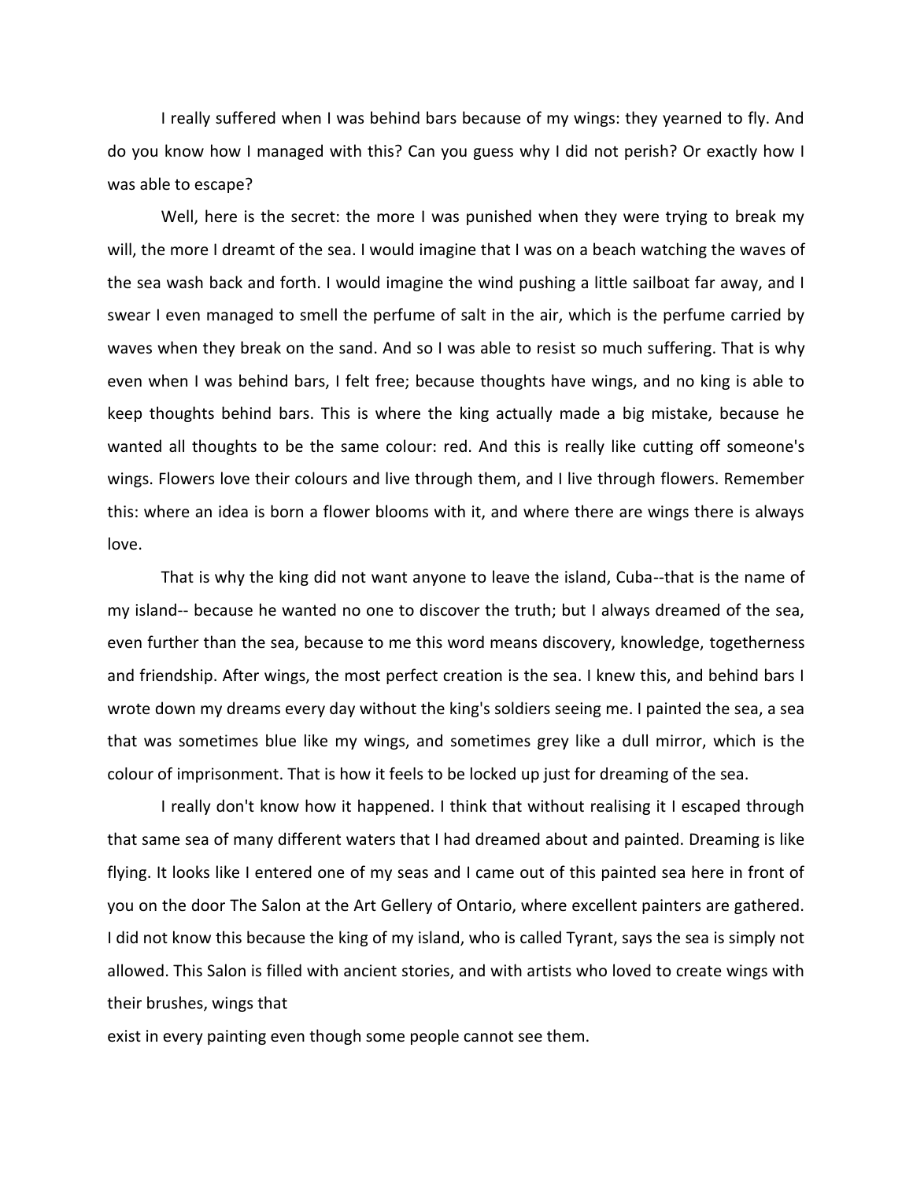I really suffered when I was behind bars because of my wings: they yearned to fly. And do you know how I managed with this? Can you guess why I did not perish? Or exactly how I was able to escape?

Well, here is the secret: the more I was punished when they were trying to break my will, the more I dreamt of the sea. I would imagine that I was on a beach watching the waves of the sea wash back and forth. I would imagine the wind pushing a little sailboat far away, and I swear I even managed to smell the perfume of salt in the air, which is the perfume carried by waves when they break on the sand. And so I was able to resist so much suffering. That is why even when I was behind bars, I felt free; because thoughts have wings, and no king is able to keep thoughts behind bars. This is where the king actually made a big mistake, because he wanted all thoughts to be the same colour: red. And this is really like cutting off someone's wings. Flowers love their colours and live through them, and I live through flowers. Remember this: where an idea is born a flower blooms with it, and where there are wings there is always love.

That is why the king did not want anyone to leave the island, Cuba--that is the name of my island-- because he wanted no one to discover the truth; but I always dreamed of the sea, even further than the sea, because to me this word means discovery, knowledge, togetherness and friendship. After wings, the most perfect creation is the sea. I knew this, and behind bars I wrote down my dreams every day without the king's soldiers seeing me. I painted the sea, a sea that was sometimes blue like my wings, and sometimes grey like a dull mirror, which is the colour of imprisonment. That is how it feels to be locked up just for dreaming of the sea.

I really don't know how it happened. I think that without realising it I escaped through that same sea of many different waters that I had dreamed about and painted. Dreaming is like flying. It looks like I entered one of my seas and I came out of this painted sea here in front of you on the door The Salon at the Art Gellery of Ontario, where excellent painters are gathered. I did not know this because the king of my island, who is called Tyrant, says the sea is simply not allowed. This Salon is filled with ancient stories, and with artists who loved to create wings with their brushes, wings that exist in every painting even though some people cannot see them.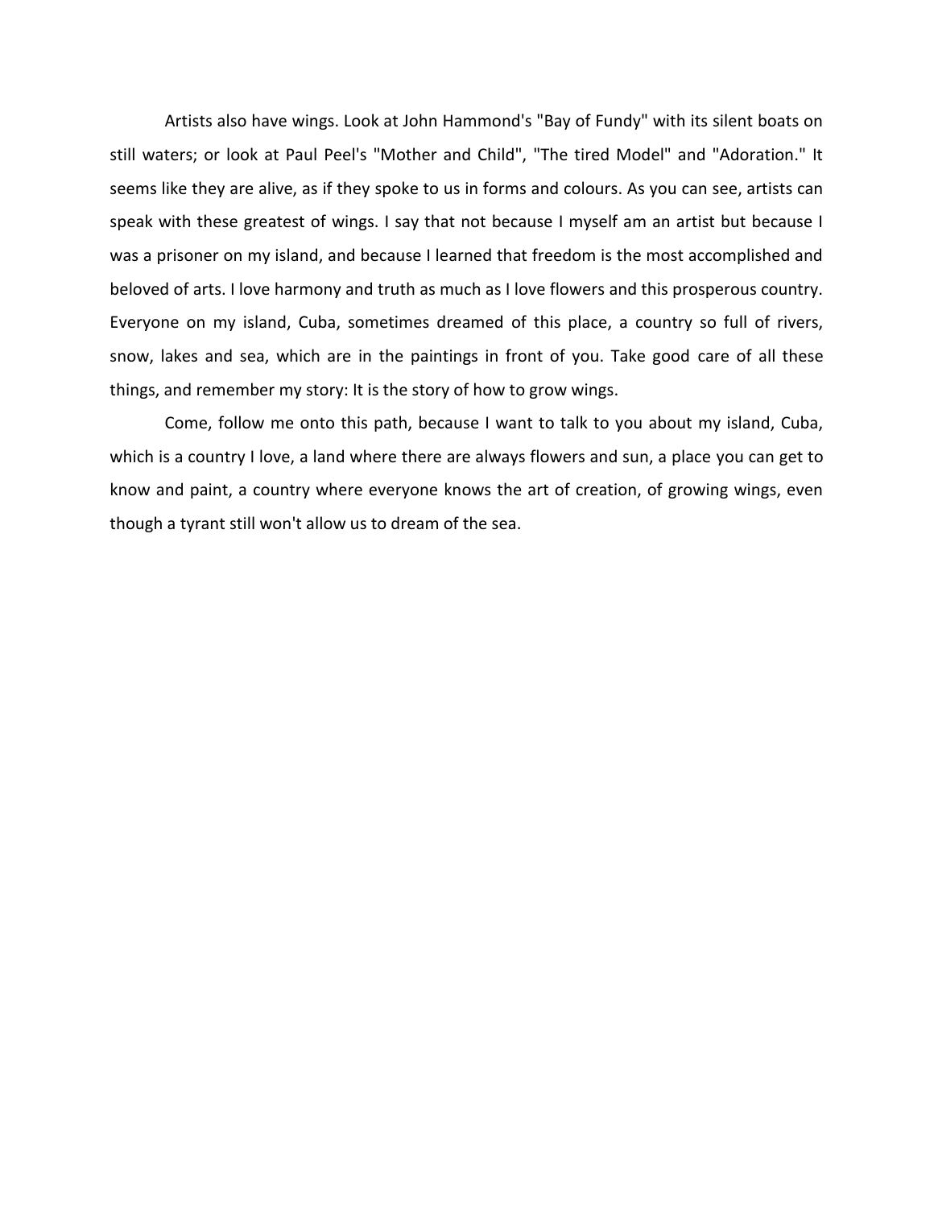Artists also have wings. Look at John Hammond's "Bay of Fundy" with its silent boats on still waters; or look at Paul Peel's "Mother and Child", "The tired Model" and "Adoration." It seems like they are alive, as if they spoke to us in forms and colours. As you can see, artists can speak with these greatest of wings. I say that not because I myself am an artist but because I was a prisoner on my island, and because I learned that freedom is the most accomplished and beloved of arts. I love harmony and truth as much as I love flowers and this prosperous country. Everyone on my island, Cuba, sometimes dreamed of this place, a country so full of rivers, snow, lakes and sea, which are in the paintings in front of you. Take good care of all these things, and remember my story: It is the story of how to grow wings.

Come, follow me onto this path, because I want to talk to you about my island, Cuba, which is a country I love, a land where there are always flowers and sun, a place you can get to know and paint, a country where everyone knows the art of creation, of growing wings, even though a tyrant still won't allow us to dream of the sea.